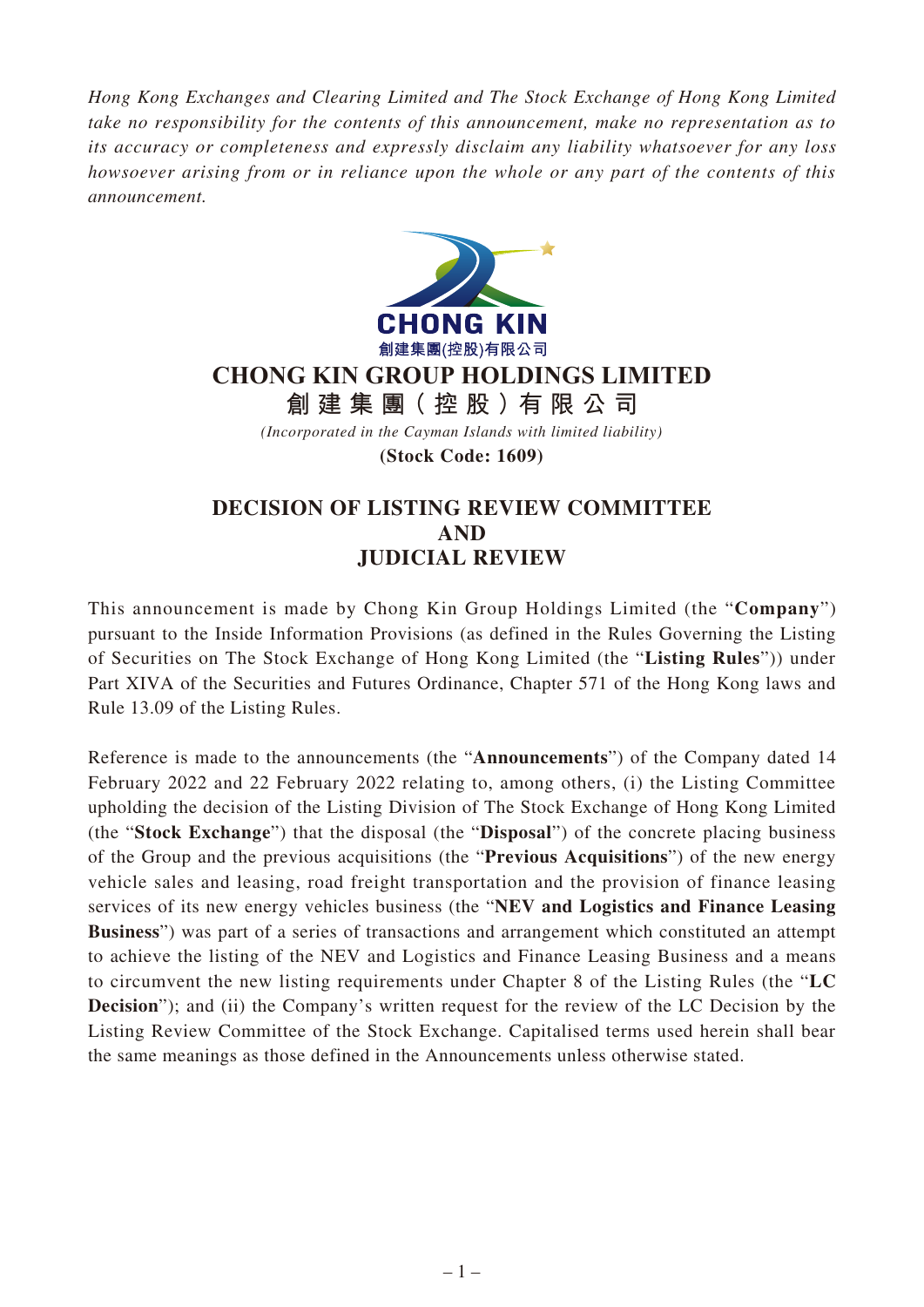*Hong Kong Exchanges and Clearing Limited and The Stock Exchange of Hong Kong Limited take no responsibility for the contents of this announcement, make no representation as to its accuracy or completeness and expressly disclaim any liability whatsoever for any loss howsoever arising from or in reliance upon the whole or any part of the contents of this announcement.*

CHONG KIN
創建集團(控股)有限公司

# CHONG KIN GROUP HOLDINGS LIMITED
# 創建集團（控股）有限公司

*(Incorporated in the Cayman Islands with limited liability)*

**(Stock Code: 1609)**

## DECISION OF LISTING REVIEW COMMITTEE AND JUDICIAL REVIEW

This announcement is made by Chong Kin Group Holdings Limited (the "**Company**") pursuant to the Inside Information Provisions (as defined in the Rules Governing the Listing of Securities on The Stock Exchange of Hong Kong Limited (the "**Listing Rules**")) under Part XIVA of the Securities and Futures Ordinance, Chapter 571 of the Hong Kong laws and Rule 13.09 of the Listing Rules.

Reference is made to the announcements (the "**Announcements**") of the Company dated 14 February 2022 and 22 February 2022 relating to, among others, (i) the Listing Committee upholding the decision of the Listing Division of The Stock Exchange of Hong Kong Limited (the "**Stock Exchange**") that the disposal (the "**Disposal**") of the concrete placing business of the Group and the previous acquisitions (the "**Previous Acquisitions**") of the new energy vehicle sales and leasing, road freight transportation and the provision of finance leasing services of its new energy vehicles business (the "**NEV and Logistics and Finance Leasing Business**") was part of a series of transactions and arrangement which constituted an attempt to achieve the listing of the NEV and Logistics and Finance Leasing Business and a means to circumvent the new listing requirements under Chapter 8 of the Listing Rules (the "**LC Decision**"); and (ii) the Company's written request for the review of the LC Decision by the Listing Review Committee of the Stock Exchange. Capitalised terms used herein shall bear the same meanings as those defined in the Announcements unless otherwise stated.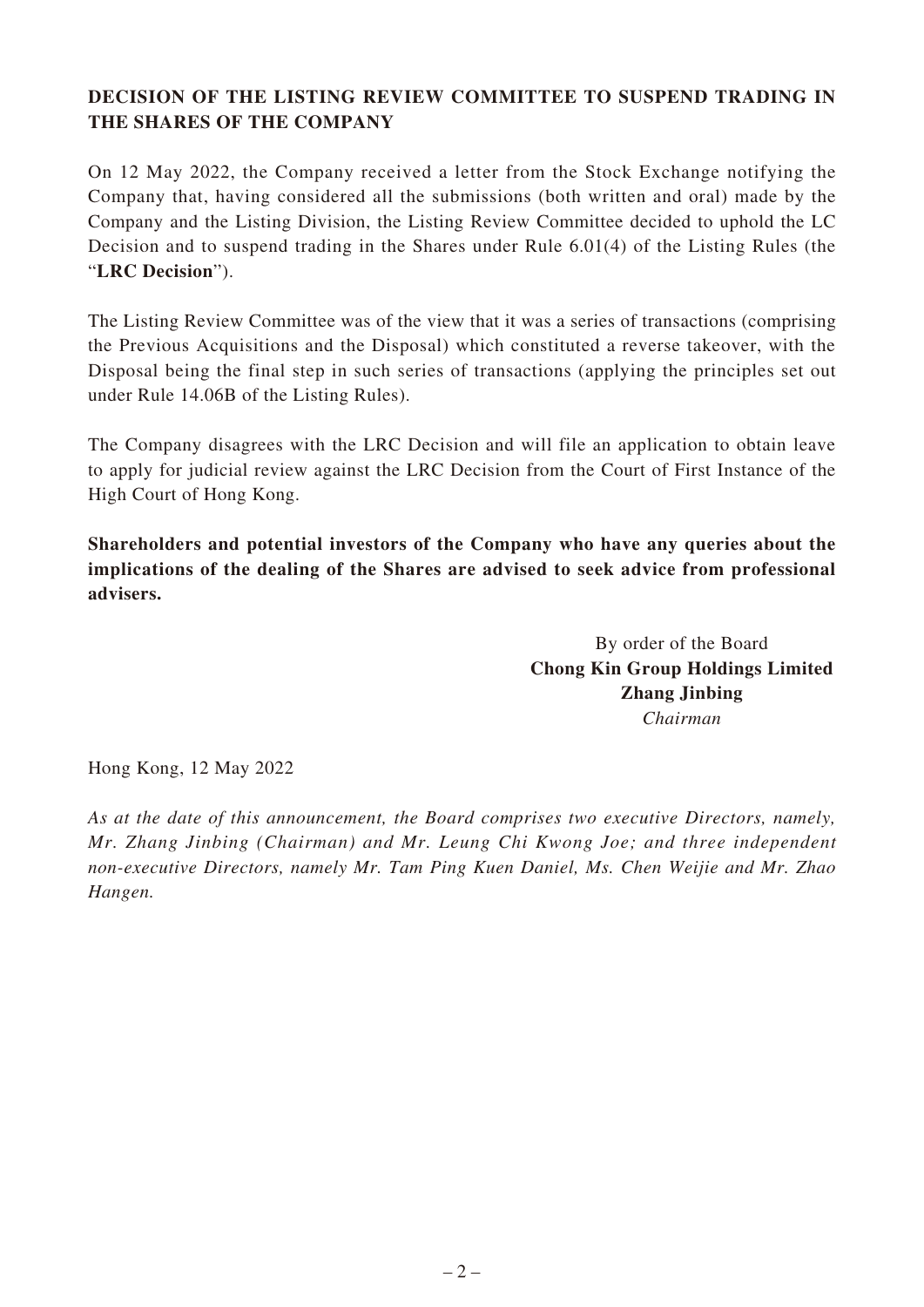**DECISION OF THE LISTING REVIEW COMMITTEE TO SUSPEND TRADING IN THE SHARES OF THE COMPANY**

On 12 May 2022, the Company received a letter from the Stock Exchange notifying the Company that, having considered all the submissions (both written and oral) made by the Company and the Listing Division, the Listing Review Committee decided to uphold the LC Decision and to suspend trading in the Shares under Rule 6.01(4) of the Listing Rules (the "**LRC Decision**").

The Listing Review Committee was of the view that it was a series of transactions (comprising the Previous Acquisitions and the Disposal) which constituted a reverse takeover, with the Disposal being the final step in such series of transactions (applying the principles set out under Rule 14.06B of the Listing Rules).

The Company disagrees with the LRC Decision and will file an application to obtain leave to apply for judicial review against the LRC Decision from the Court of First Instance of the High Court of Hong Kong.

**Shareholders and potential investors of the Company who have any queries about the implications of the dealing of the Shares are advised to seek advice from professional advisers.**

By order of the Board
**Chong Kin Group Holdings Limited**
**Zhang Jinbing**
*Chairman*

Hong Kong, 12 May 2022

*As at the date of this announcement, the Board comprises two executive Directors, namely, Mr. Zhang Jinbing (Chairman) and Mr. Leung Chi Kwong Joe; and three independent non-executive Directors, namely Mr. Tam Ping Kuen Daniel, Ms. Chen Weijie and Mr. Zhao Hangen.*